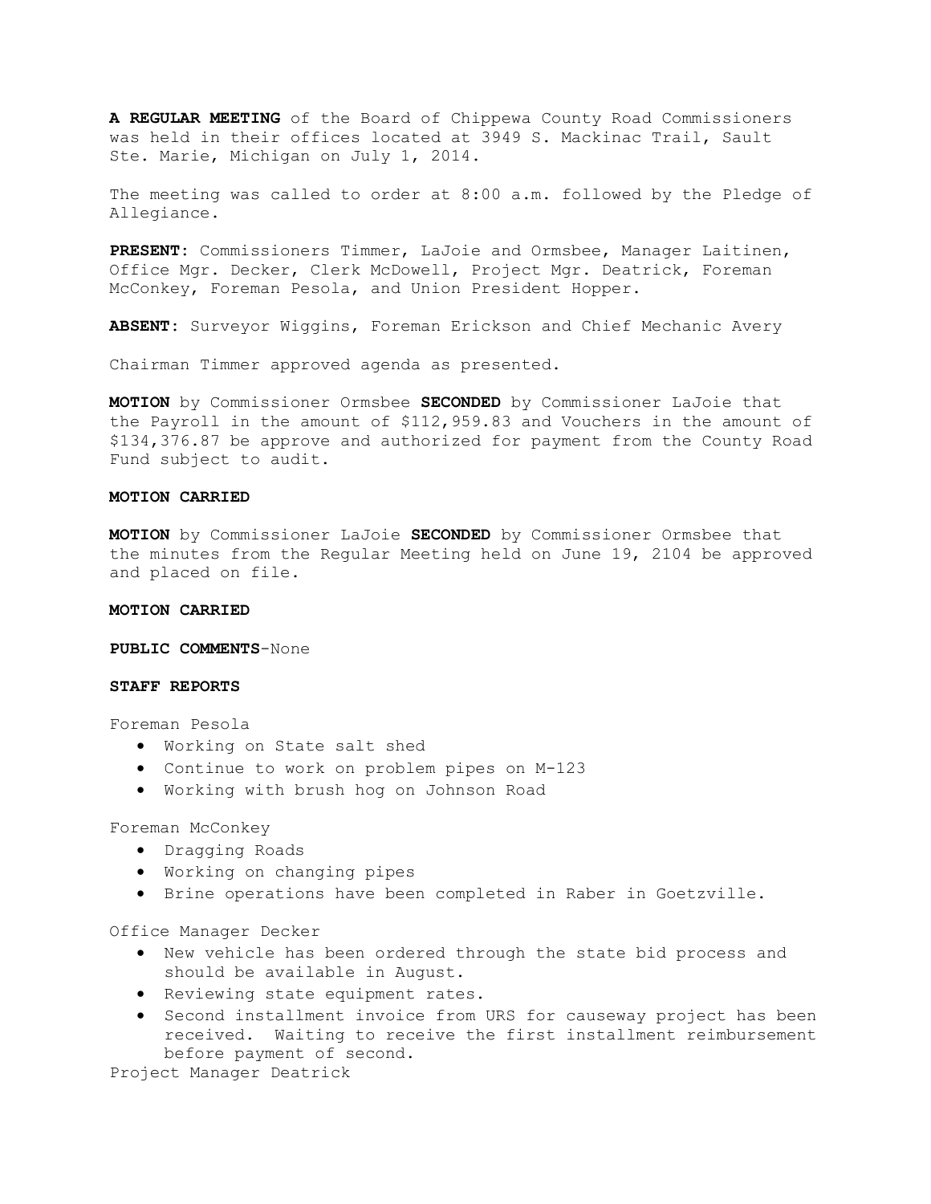**A REGULAR MEETING** of the Board of Chippewa County Road Commissioners was held in their offices located at 3949 S. Mackinac Trail, Sault Ste. Marie, Michigan on July 1, 2014.

The meeting was called to order at 8:00 a.m. followed by the Pledge of Allegiance.

**PRESENT**: Commissioners Timmer, LaJoie and Ormsbee, Manager Laitinen, Office Mgr. Decker, Clerk McDowell, Project Mgr. Deatrick, Foreman McConkey, Foreman Pesola, and Union President Hopper.

**ABSENT**: Surveyor Wiggins, Foreman Erickson and Chief Mechanic Avery

Chairman Timmer approved agenda as presented.

**MOTION** by Commissioner Ormsbee **SECONDED** by Commissioner LaJoie that the Payroll in the amount of $112,959.83 and Vouchers in the amount of $134,376.87 be approve and authorized for payment from the County Road Fund subject to audit.

**MOTION CARRIED**

**MOTION** by Commissioner LaJoie **SECONDED** by Commissioner Ormsbee that the minutes from the Regular Meeting held on June 19, 2104 be approved and placed on file.

**MOTION CARRIED**

**PUBLIC COMMENTS**-None

**STAFF REPORTS**

Foreman Pesola

- Working on State salt shed
- Continue to work on problem pipes on M-123
- Working with brush hog on Johnson Road

Foreman McConkey

- Dragging Roads
- Working on changing pipes
- Brine operations have been completed in Raber in Goetzville.

Office Manager Decker

- New vehicle has been ordered through the state bid process and should be available in August.
- Reviewing state equipment rates.
- Second installment invoice from URS for causeway project has been received. Waiting to receive the first installment reimbursement before payment of second.

Project Manager Deatrick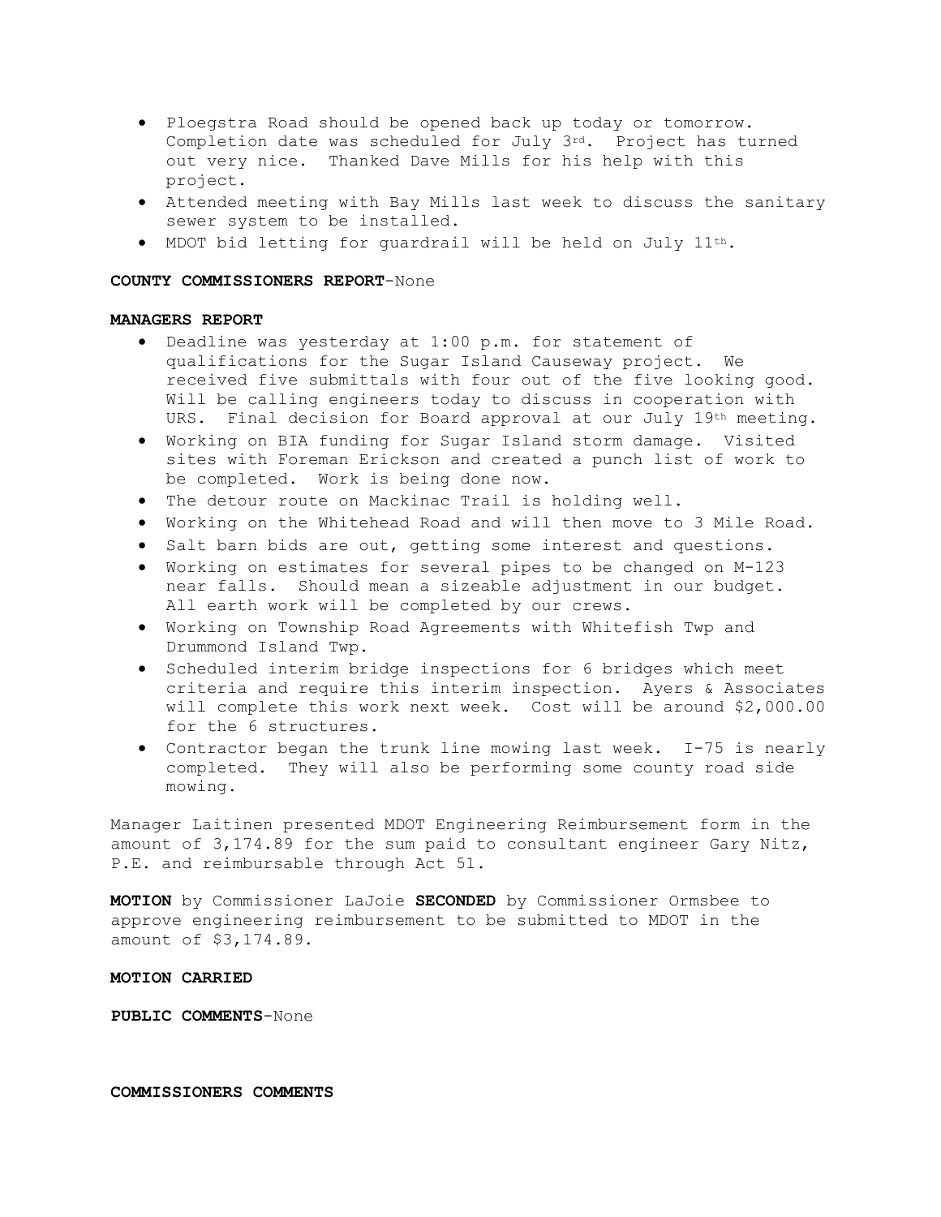- Ploegstra Road should be opened back up today or tomorrow. Completion date was scheduled for July 3rd. Project has turned out very nice. Thanked Dave Mills for his help with this project.
- Attended meeting with Bay Mills last week to discuss the sanitary sewer system to be installed.
- MDOT bid letting for guardrail will be held on July 11th.

**COUNTY COMMISSIONERS REPORT**-None

**MANAGERS REPORT**

- Deadline was yesterday at 1:00 p.m. for statement of qualifications for the Sugar Island Causeway project. We received five submittals with four out of the five looking good. Will be calling engineers today to discuss in cooperation with URS. Final decision for Board approval at our July 19th meeting.
- Working on BIA funding for Sugar Island storm damage. Visited sites with Foreman Erickson and created a punch list of work to be completed. Work is being done now.
- The detour route on Mackinac Trail is holding well.
- Working on the Whitehead Road and will then move to 3 Mile Road.
- Salt barn bids are out, getting some interest and questions.
- Working on estimates for several pipes to be changed on M-123 near falls. Should mean a sizeable adjustment in our budget. All earth work will be completed by our crews.
- Working on Township Road Agreements with Whitefish Twp and Drummond Island Twp.
- Scheduled interim bridge inspections for 6 bridges which meet criteria and require this interim inspection. Ayers & Associates will complete this work next week. Cost will be around $2,000.00 for the 6 structures.
- Contractor began the trunk line mowing last week. I-75 is nearly completed. They will also be performing some county road side mowing.

Manager Laitinen presented MDOT Engineering Reimbursement form in the amount of 3,174.89 for the sum paid to consultant engineer Gary Nitz, P.E. and reimbursable through Act 51.

**MOTION** by Commissioner LaJoie **SECONDED** by Commissioner Ormsbee to approve engineering reimbursement to be submitted to MDOT in the amount of $3,174.89.

**MOTION CARRIED**

**PUBLIC COMMENTS**-None

**COMMISSIONERS COMMENTS**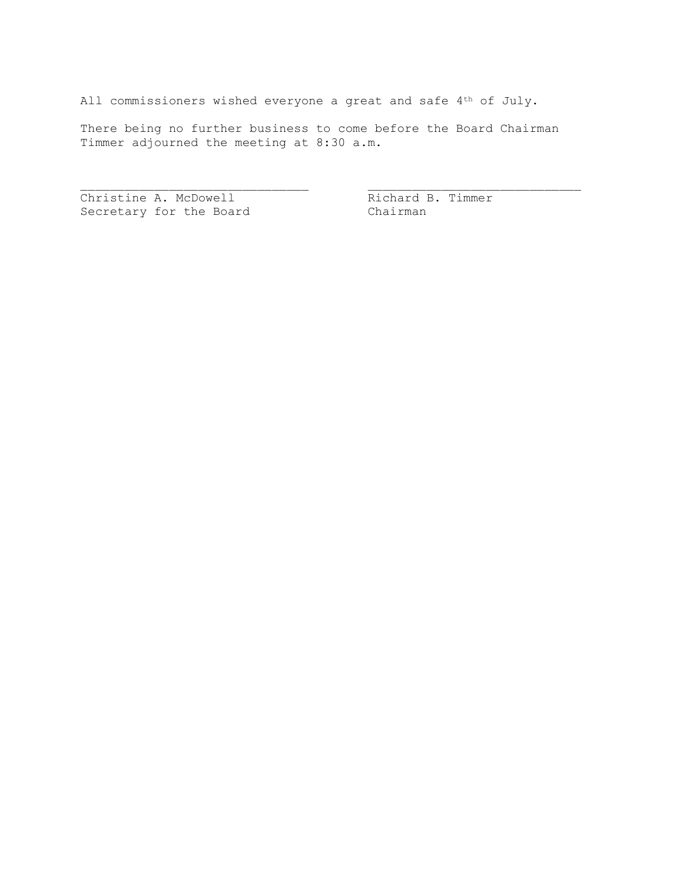All commissioners wished everyone a great and safe 4th of July.

There being no further business to come before the Board Chairman Timmer adjourned the meeting at 8:30 a.m.

| | |
|---|---|
| ______________________________ | ______________________________ |
| Christine A. McDowell | Richard B. Timmer |
| Secretary for the Board | Chairman |